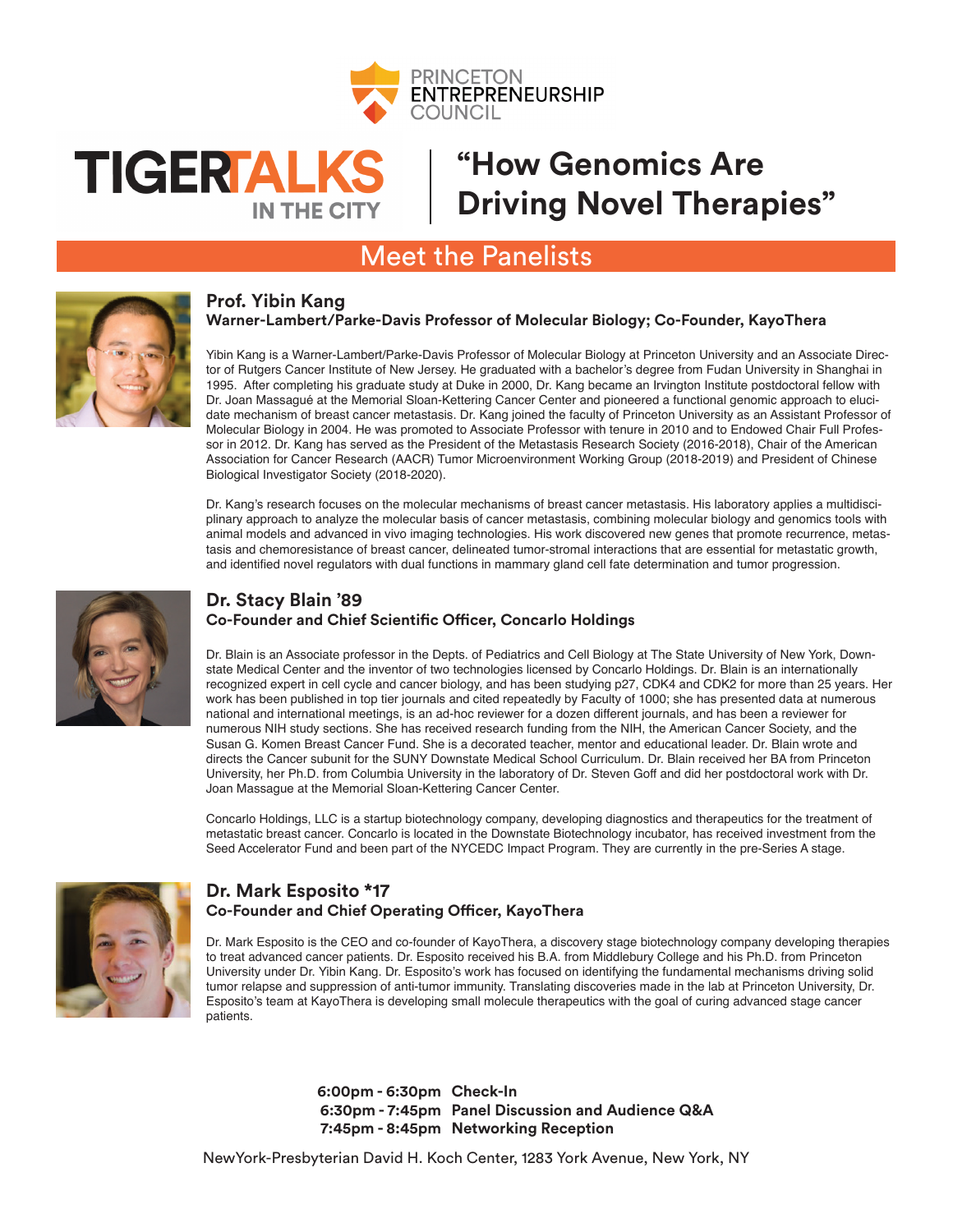PRINCETON ENTREPRENEURSHIP COUNCIL

# TIGERTALKS IN THE CITY | "How Genomics Are Driving Novel Therapies"

## Meet the Panelists

### Prof. Yibin Kang
**Warner-Lambert/Parke-Davis Professor of Molecular Biology; Co-Founder, KayoThera**

Yibin Kang is a Warner-Lambert/Parke-Davis Professor of Molecular Biology at Princeton University and an Associate Director of Rutgers Cancer Institute of New Jersey. He graduated with a bachelor's degree from Fudan University in Shanghai in 1995. After completing his graduate study at Duke in 2000, Dr. Kang became an Irvington Institute postdoctoral fellow with Dr. Joan Massagué at the Memorial Sloan-Kettering Cancer Center and pioneered a functional genomic approach to elucidate mechanism of breast cancer metastasis. Dr. Kang joined the faculty of Princeton University as an Assistant Professor of Molecular Biology in 2004. He was promoted to Associate Professor with tenure in 2010 and to Endowed Chair Full Professor in 2012. Dr. Kang has served as the President of the Metastasis Research Society (2016-2018), Chair of the American Association for Cancer Research (AACR) Tumor Microenvironment Working Group (2018-2019) and President of Chinese Biological Investigator Society (2018-2020).

Dr. Kang's research focuses on the molecular mechanisms of breast cancer metastasis. His laboratory applies a multidisciplinary approach to analyze the molecular basis of cancer metastasis, combining molecular biology and genomics tools with animal models and advanced in vivo imaging technologies. His work discovered new genes that promote recurrence, metastasis and chemoresistance of breast cancer, delineated tumor-stromal interactions that are essential for metastatic growth, and identified novel regulators with dual functions in mammary gland cell fate determination and tumor progression.

### Dr. Stacy Blain '89
**Co-Founder and Chief Scientific Officer, Concarlo Holdings**

Dr. Blain is an Associate professor in the Depts. of Pediatrics and Cell Biology at The State University of New York, Downstate Medical Center and the inventor of two technologies licensed by Concarlo Holdings. Dr. Blain is an internationally recognized expert in cell cycle and cancer biology, and has been studying p27, CDK4 and CDK2 for more than 25 years. Her work has been published in top tier journals and cited repeatedly by Faculty of 1000; she has presented data at numerous national and international meetings, is an ad-hoc reviewer for a dozen different journals, and has been a reviewer for numerous NIH study sections. She has received research funding from the NIH, the American Cancer Society, and the Susan G. Komen Breast Cancer Fund. She is a decorated teacher, mentor and educational leader. Dr. Blain wrote and directs the Cancer subunit for the SUNY Downstate Medical School Curriculum. Dr. Blain received her BA from Princeton University, her Ph.D. from Columbia University in the laboratory of Dr. Steven Goff and did her postdoctoral work with Dr. Joan Massague at the Memorial Sloan-Kettering Cancer Center.

Concarlo Holdings, LLC is a startup biotechnology company, developing diagnostics and therapeutics for the treatment of metastatic breast cancer. Concarlo is located in the Downstate Biotechnology incubator, has received investment from the Seed Accelerator Fund and been part of the NYCEDC Impact Program. They are currently in the pre-Series A stage.

### Dr. Mark Esposito *17
**Co-Founder and Chief Operating Officer, KayoThera**

Dr. Mark Esposito is the CEO and co-founder of KayoThera, a discovery stage biotechnology company developing therapies to treat advanced cancer patients. Dr. Esposito received his B.A. from Middlebury College and his Ph.D. from Princeton University under Dr. Yibin Kang. Dr. Esposito's work has focused on identifying the fundamental mechanisms driving solid tumor relapse and suppression of anti-tumor immunity. Translating discoveries made in the lab at Princeton University, Dr. Esposito's team at KayoThera is developing small molecule therapeutics with the goal of curing advanced stage cancer patients.

**6:00pm - 6:30pm Check-In**
**6:30pm - 7:45pm Panel Discussion and Audience Q&A**
**7:45pm - 8:45pm Networking Reception**

NewYork-Presbyterian David H. Koch Center, 1283 York Avenue, New York, NY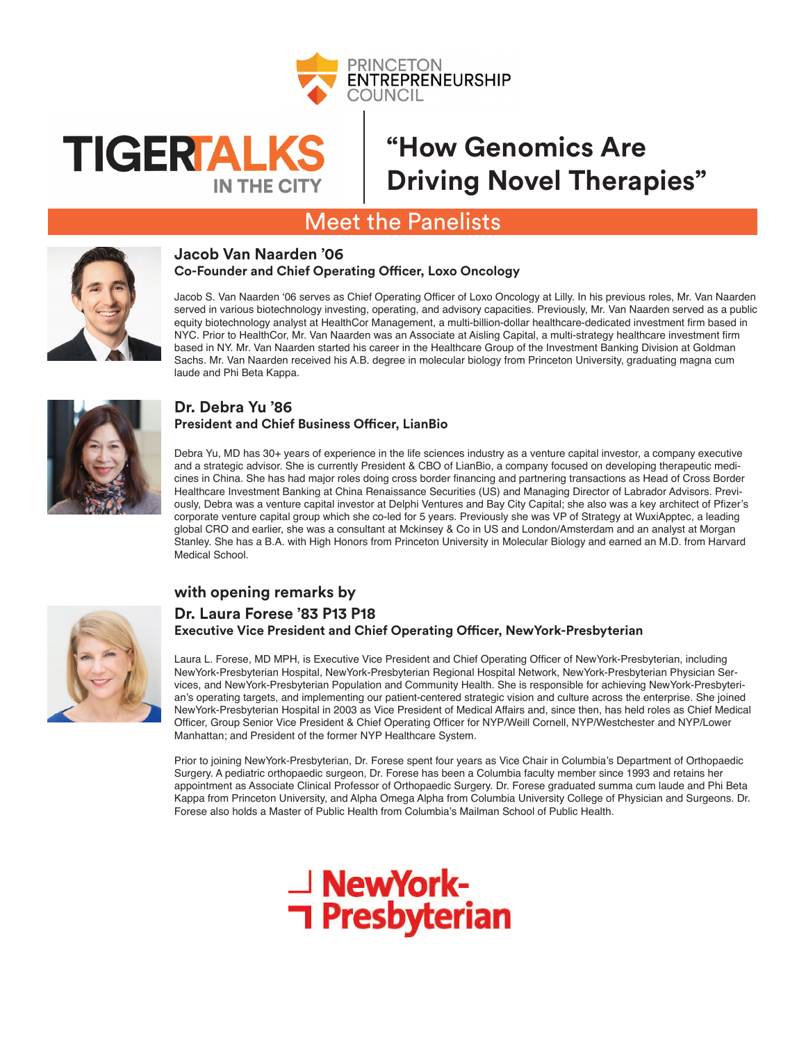PRINCETON ENTREPRENEURSHIP COUNCIL

# TIGERTALKS IN THE CITY

# "How Genomics Are Driving Novel Therapies"

## Meet the Panelists

### Jacob Van Naarden '06
**Co-Founder and Chief Operating Officer, Loxo Oncology**

Jacob S. Van Naarden '06 serves as Chief Operating Officer of Loxo Oncology at Lilly. In his previous roles, Mr. Van Naarden served in various biotechnology investing, operating, and advisory capacities. Previously, Mr. Van Naarden served as a public equity biotechnology analyst at HealthCor Management, a multi-billion-dollar healthcare-dedicated investment firm based in NYC. Prior to HealthCor, Mr. Van Naarden was an Associate at Aisling Capital, a multi-strategy healthcare investment firm based in NY. Mr. Van Naarden started his career in the Healthcare Group of the Investment Banking Division at Goldman Sachs. Mr. Van Naarden received his A.B. degree in molecular biology from Princeton University, graduating magna cum laude and Phi Beta Kappa.

### Dr. Debra Yu '86
**President and Chief Business Officer, LianBio**

Debra Yu, MD has 30+ years of experience in the life sciences industry as a venture capital investor, a company executive and a strategic advisor. She is currently President & CBO of LianBio, a company focused on developing therapeutic medicines in China. She has had major roles doing cross border financing and partnering transactions as Head of Cross Border Healthcare Investment Banking at China Renaissance Securities (US) and Managing Director of Labrador Advisors. Previously, Debra was a venture capital investor at Delphi Ventures and Bay City Capital; she also was a key architect of Pfizer's corporate venture capital group which she co-led for 5 years. Previously she was VP of Strategy at WuxiApptec, a leading global CRO and earlier, she was a consultant at Mckinsey & Co in US and London/Amsterdam and an analyst at Morgan Stanley. She has a B.A. with High Honors from Princeton University in Molecular Biology and earned an M.D. from Harvard Medical School.

### with opening remarks by

### Dr. Laura Forese '83 P13 P18
**Executive Vice President and Chief Operating Officer, NewYork-Presbyterian**

Laura L. Forese, MD MPH, is Executive Vice President and Chief Operating Officer of NewYork-Presbyterian, including NewYork-Presbyterian Hospital, NewYork-Presbyterian Regional Hospital Network, NewYork-Presbyterian Physician Services, and NewYork-Presbyterian Population and Community Health. She is responsible for achieving NewYork-Presbyterian's operating targets, and implementing our patient-centered strategic vision and culture across the enterprise. She joined NewYork-Presbyterian Hospital in 2003 as Vice President of Medical Affairs and, since then, has held roles as Chief Medical Officer, Group Senior Vice President & Chief Operating Officer for NYP/Weill Cornell, NYP/Westchester and NYP/Lower Manhattan; and President of the former NYP Healthcare System.

Prior to joining NewYork-Presbyterian, Dr. Forese spent four years as Vice Chair in Columbia's Department of Orthopaedic Surgery. A pediatric orthopaedic surgeon, Dr. Forese has been a Columbia faculty member since 1993 and retains her appointment as Associate Clinical Professor of Orthopaedic Surgery. Dr. Forese graduated summa cum laude and Phi Beta Kappa from Princeton University, and Alpha Omega Alpha from Columbia University College of Physician and Surgeons. Dr. Forese also holds a Master of Public Health from Columbia's Mailman School of Public Health.

NewYork-Presbyterian